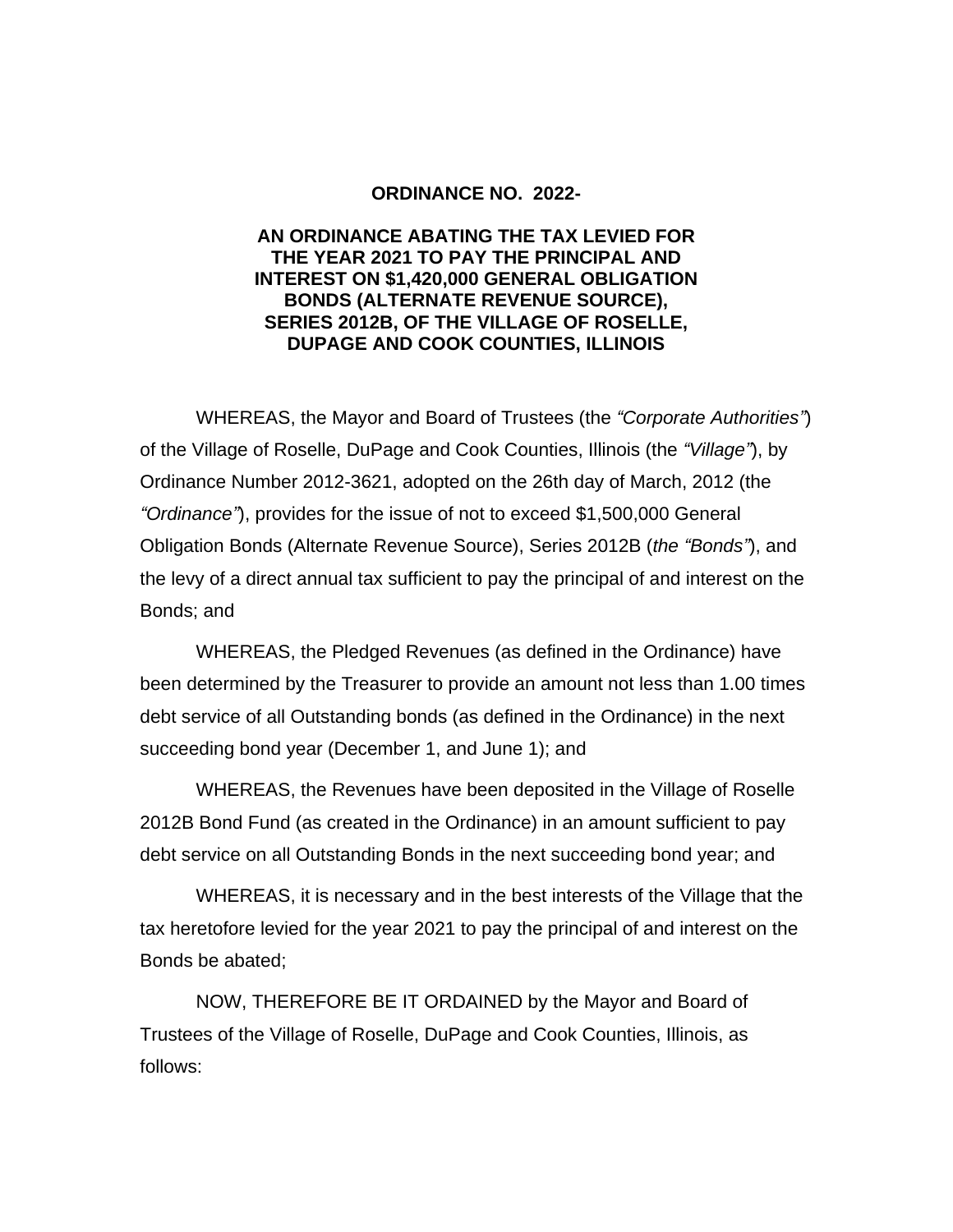**ORDINANCE NO. 2022-**

**AN ORDINANCE ABATING THE TAX LEVIED FOR THE YEAR 2021 TO PAY THE PRINCIPAL AND INTEREST ON $1,420,000 GENERAL OBLIGATION BONDS (ALTERNATE REVENUE SOURCE), SERIES 2012B, OF THE VILLAGE OF ROSELLE, DUPAGE AND COOK COUNTIES, ILLINOIS**

WHEREAS, the Mayor and Board of Trustees (the *"Corporate Authorities"*) of the Village of Roselle, DuPage and Cook Counties, Illinois (the *"Village"*), by Ordinance Number 2012-3621, adopted on the 26th day of March, 2012 (the *"Ordinance"*), provides for the issue of not to exceed $1,500,000 General Obligation Bonds (Alternate Revenue Source), Series 2012B (*the "Bonds"*), and the levy of a direct annual tax sufficient to pay the principal of and interest on the Bonds; and

WHEREAS, the Pledged Revenues (as defined in the Ordinance) have been determined by the Treasurer to provide an amount not less than 1.00 times debt service of all Outstanding bonds (as defined in the Ordinance) in the next succeeding bond year (December 1, and June 1); and

WHEREAS, the Revenues have been deposited in the Village of Roselle 2012B Bond Fund (as created in the Ordinance) in an amount sufficient to pay debt service on all Outstanding Bonds in the next succeeding bond year; and

WHEREAS, it is necessary and in the best interests of the Village that the tax heretofore levied for the year 2021 to pay the principal of and interest on the Bonds be abated;

NOW, THEREFORE BE IT ORDAINED by the Mayor and Board of Trustees of the Village of Roselle, DuPage and Cook Counties, Illinois, as follows: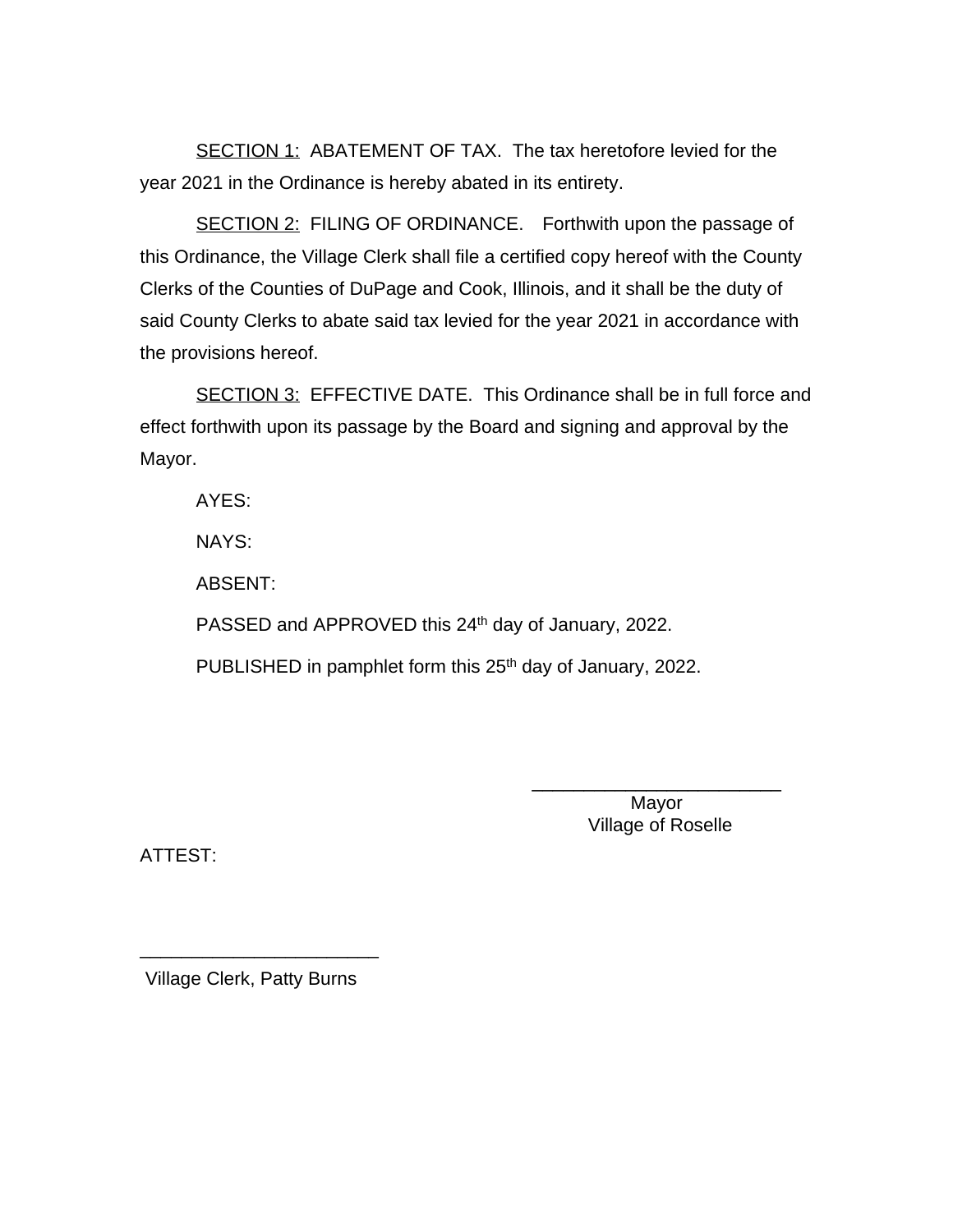SECTION 1: ABATEMENT OF TAX. The tax heretofore levied for the year 2021 in the Ordinance is hereby abated in its entirety.

SECTION 2: FILING OF ORDINANCE. Forthwith upon the passage of this Ordinance, the Village Clerk shall file a certified copy hereof with the County Clerks of the Counties of DuPage and Cook, Illinois, and it shall be the duty of said County Clerks to abate said tax levied for the year 2021 in accordance with the provisions hereof.

SECTION 3: EFFECTIVE DATE. This Ordinance shall be in full force and effect forthwith upon its passage by the Board and signing and approval by the Mayor.

AYES:

NAYS:

ABSENT:

PASSED and APPROVED this 24th day of January, 2022.

PUBLISHED in pamphlet form this 25th day of January, 2022.

\_\_\_\_\_\_\_\_\_\_\_\_\_\_\_\_\_\_\_\_\_\_\_\_\_

Mayor
Village of Roselle

ATTEST:

\_\_\_\_\_\_\_\_\_\_\_\_\_\_\_\_\_\_\_\_\_\_\_\_

Village Clerk, Patty Burns